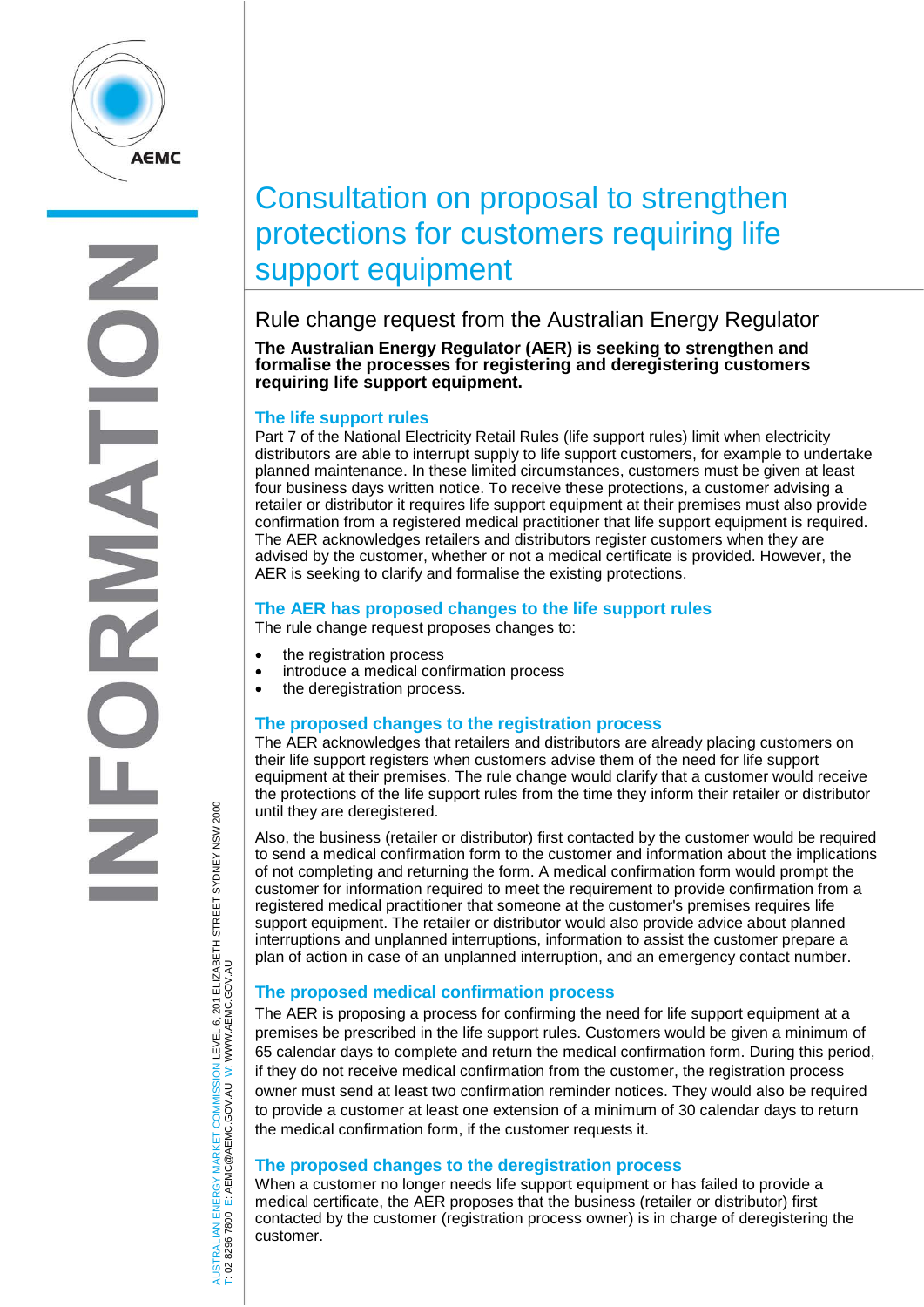# Consultation on proposal to strengthen protections for customers requiring life support equipment

## Rule change request from the Australian Energy Regulator

**The Australian Energy Regulator (AER) is seeking to strengthen and formalise the processes for registering and deregistering customers requiring life support equipment.**

### The life support rules

Part 7 of the National Electricity Retail Rules (life support rules) limit when electricity distributors are able to interrupt supply to life support customers, for example to undertake planned maintenance. In these limited circumstances, customers must be given at least four business days written notice. To receive these protections, a customer advising a retailer or distributor it requires life support equipment at their premises must also provide confirmation from a registered medical practitioner that life support equipment is required. The AER acknowledges retailers and distributors register customers when they are advised by the customer, whether or not a medical certificate is provided. However, the AER is seeking to clarify and formalise the existing protections.

### The AER has proposed changes to the life support rules

The rule change request proposes changes to:

- the registration process
- introduce a medical confirmation process
- the deregistration process.

### The proposed changes to the registration process

The AER acknowledges that retailers and distributors are already placing customers on their life support registers when customers advise them of the need for life support equipment at their premises. The rule change would clarify that a customer would receive the protections of the life support rules from the time they inform their retailer or distributor until they are deregistered.

Also, the business (retailer or distributor) first contacted by the customer would be required to send a medical confirmation form to the customer and information about the implications of not completing and returning the form. A medical confirmation form would prompt the customer for information required to meet the requirement to provide confirmation from a registered medical practitioner that someone at the customer's premises requires life support equipment. The retailer or distributor would also provide advice about planned interruptions and unplanned interruptions, information to assist the customer prepare a plan of action in case of an unplanned interruption, and an emergency contact number.

### The proposed medical confirmation process

The AER is proposing a process for confirming the need for life support equipment at a premises be prescribed in the life support rules. Customers would be given a minimum of 65 calendar days to complete and return the medical confirmation form. During this period, if they do not receive medical confirmation from the customer, the registration process owner must send at least two confirmation reminder notices. They would also be required to provide a customer at least one extension of a minimum of 30 calendar days to return the medical confirmation form, if the customer requests it.

### The proposed changes to the deregistration process

When a customer no longer needs life support equipment or has failed to provide a medical certificate, the AER proposes that the business (retailer or distributor) first contacted by the customer (registration process owner) is in charge of deregistering the customer.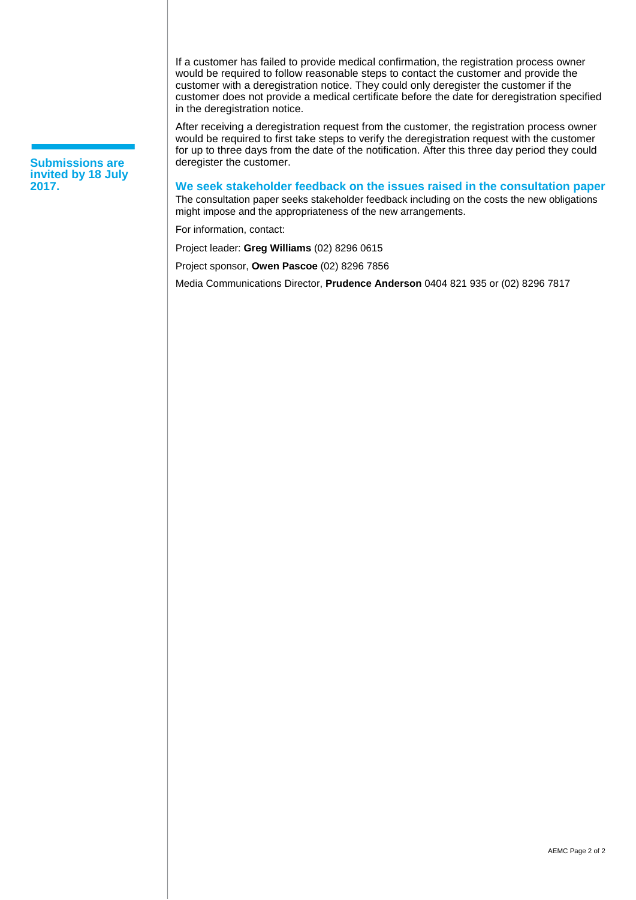If a customer has failed to provide medical confirmation, the registration process owner would be required to follow reasonable steps to contact the customer and provide the customer with a deregistration notice. They could only deregister the customer if the customer does not provide a medical certificate before the date for deregistration specified in the deregistration notice.

**Submissions are invited by 18 July 2017.**

After receiving a deregistration request from the customer, the registration process owner would be required to first take steps to verify the deregistration request with the customer for up to three days from the date of the notification. After this three day period they could deregister the customer.

## We seek stakeholder feedback on the issues raised in the consultation paper

The consultation paper seeks stakeholder feedback including on the costs the new obligations might impose and the appropriateness of the new arrangements.

For information, contact:

Project leader: **Greg Williams** (02) 8296 0615

Project sponsor, **Owen Pascoe** (02) 8296 7856

Media Communications Director, **Prudence Anderson** 0404 821 935 or (02) 8296 7817